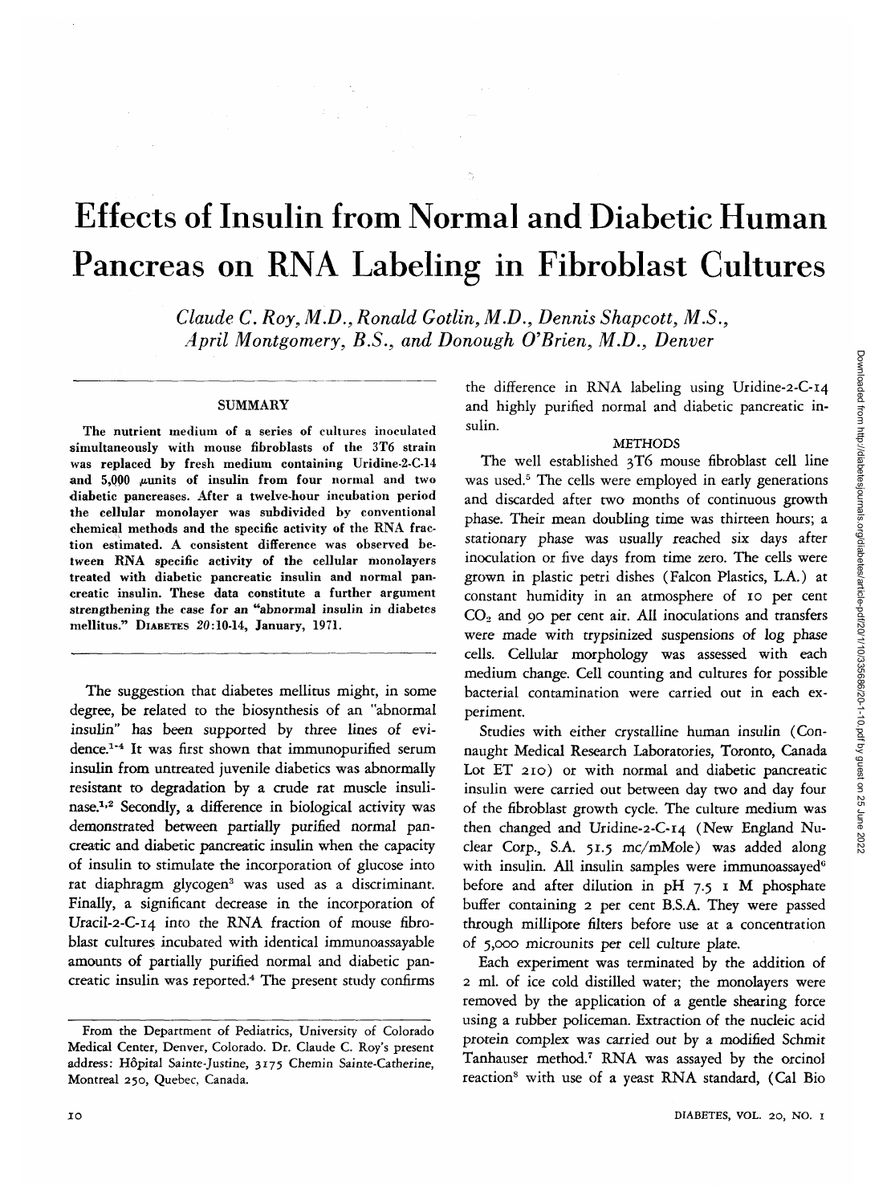# Effects of Insulin from Normal and Diabetic Human Pancreas on RNA Labeling in Fibroblast Cultures

*Claude C. Roy, M.D., Ronald Gotlin, M.D., Dennis Shapcott, M.S., April Montgomery, B.S., and Donough O'Brien, M.D., Denver*

## SUMMARY

The nutrient medium of a series of cultures inoculated simultaneously with mouse fibroblasts of the 3T6 strain was replaced by fresh medium containing Uridine-2-C-14 and 5,000 μunits of insulin from four normal and two diabetic pancreases. After a twelve-hour incubation period the cellular monolayer was subdivided by conventional chemical methods and the specific activity of the RNA fraction estimated. A consistent difference was observed between RNA specific activity of the cellular monolayers treated with diabetic pancreatic insulin and normal pancreatic insulin. These data constitute a further argument strengthening the case for an "abnormal insulin in diabetes mellitus." DIABETES *20*:10-14, January, 1971.

The suggestion that diabetes mellitus might, in some degree, be related to the biosynthesis of an "abnormal insulin" has been supported by three lines of evidence.[1-4] It was first shown that immunopurified serum insulin from untreated juvenile diabetics was abnormally resistant to degradation by a crude rat muscle insulinase.[1,2] Secondly, a difference in biological activity was demonstrated between partially purified normal pancreatic and diabetic pancreatic insulin when the capacity of insulin to stimulate the incorporation of glucose into rat diaphragm glycogen[3] was used as a discriminant. Finally, a significant decrease in the incorporation of Uracil-2-C-14 into the RNA fraction of mouse fibroblast cultures incubated with identical immunoassayable amounts of partially purified normal and diabetic pancreatic insulin was reported.[4] The present study confirms the difference in RNA labeling using Uridine-2-C-14 and highly purified normal and diabetic pancreatic insulin.

## METHODS

The well established 3T6 mouse fibroblast cell line was used.[5] The cells were employed in early generations and discarded after two months of continuous growth phase. Their mean doubling time was thirteen hours; a stationary phase was usually reached six days after inoculation or five days from time zero. The cells were grown in plastic petri dishes (Falcon Plastics, L.A.) at constant humidity in an atmosphere of 10 per cent $CO_2$ and 90 per cent air. All inoculations and transfers were made with trypsinized suspensions of log phase cells. Cellular morphology was assessed with each medium change. Cell counting and cultures for possible bacterial contamination were carried out in each experiment.

Studies with either crystalline human insulin (Connaught Medical Research Laboratories, Toronto, Canada Lot ET 210) or with normal and diabetic pancreatic insulin were carried out between day two and day four of the fibroblast growth cycle. The culture medium was then changed and Uridine-2-C-14 (New England Nuclear Corp., S.A. 51.5 mc/mMole) was added along with insulin. All insulin samples were immunoassayed[6] before and after dilution in pH 7.5 1 M phosphate buffer containing 2 per cent B.S.A. They were passed through millipore filters before use at a concentration of 5,000 microunits per cell culture plate.

Each experiment was terminated by the addition of 2 ml. of ice cold distilled water; the monolayers were removed by the application of a gentle shearing force using a rubber policeman. Extraction of the nucleic acid protein complex was carried out by a modified Schmit Tanhauser method.[7] RNA was assayed by the orcinol reaction[8] with use of a yeast RNA standard, (Cal Bio

From the Department of Pediatrics, University of Colorado Medical Center, Denver, Colorado. Dr. Claude C. Roy's present address: Hôpital Sainte-Justine, 3175 Chemin Sainte-Catherine, Montreal 250, Quebec, Canada.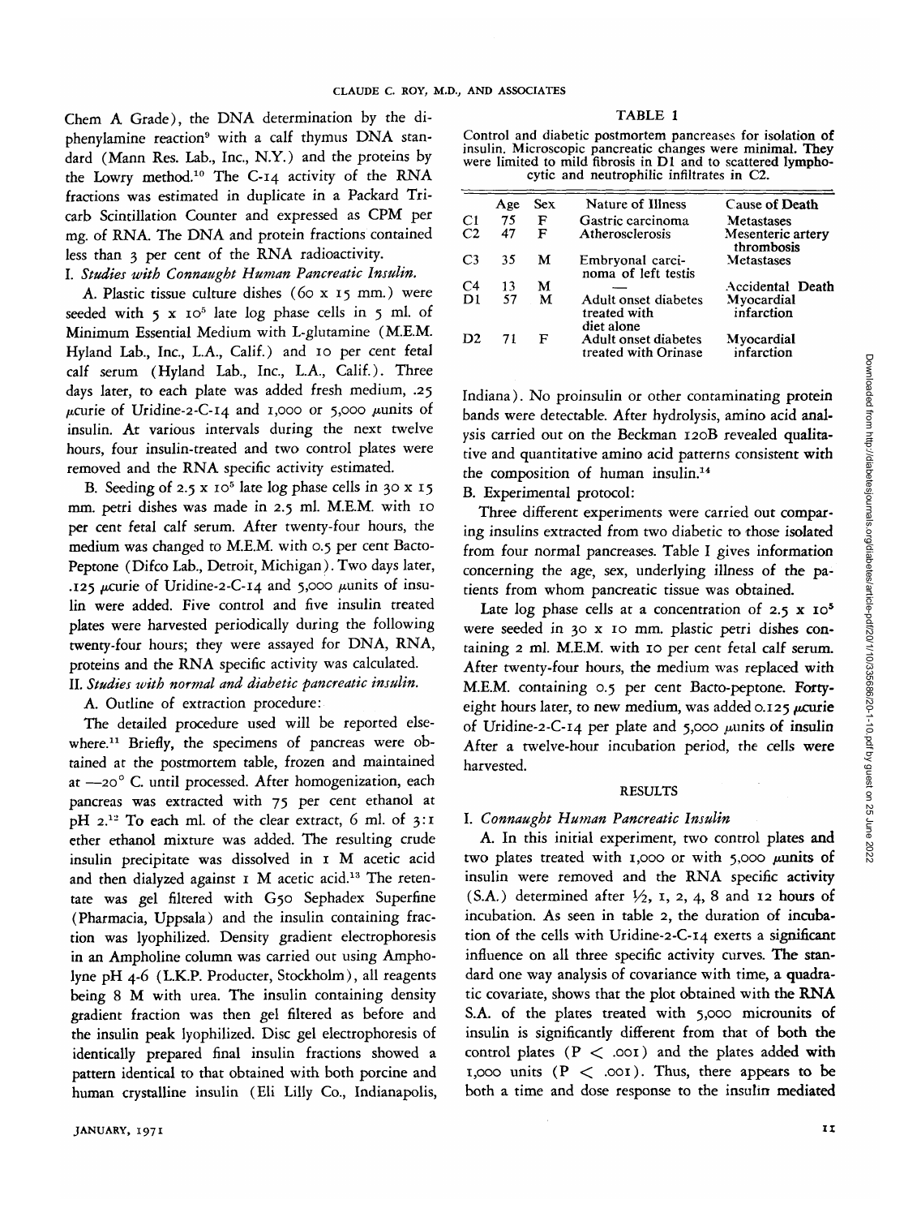Chem A Grade), the DNA determination by the diphenylamine reaction[9] with a calf thymus DNA standard (Mann Res. Lab., Inc., N.Y.) and the proteins by the Lowry method.[10] The C-14 activity of the RNA fractions was estimated in duplicate in a Packard Tricarb Scintillation Counter and expressed as CPM per mg. of RNA. The DNA and protein fractions contained less than 3 per cent of the RNA radioactivity.

*I. Studies with Connaught Human Pancreatic Insulin.*

A. Plastic tissue culture dishes (60 x 15 mm.) were seeded with $5 \times 10^5$ late log phase cells in 5 ml. of Minimum Essential Medium with L-glutamine (M.E.M. Hyland Lab., Inc., L.A., Calif.) and 10 per cent fetal calf serum (Hyland Lab., Inc., L.A., Calif.). Three days later, to each plate was added fresh medium, .25 μcurie of Uridine-2-C-14 and 1,000 or 5,000 μunits of insulin. At various intervals during the next twelve hours, four insulin-treated and two control plates were removed and the RNA specific activity estimated.

B. Seeding of $2.5 \times 10^5$ late log phase cells in 30 x 15 mm. petri dishes was made in 2.5 ml. M.E.M. with 10 per cent fetal calf serum. After twenty-four hours, the medium was changed to M.E.M. with 0.5 per cent Bacto-Peptone (Difco Lab., Detroit, Michigan). Two days later, .125 μcurie of Uridine-2-C-14 and 5,000 μunits of insulin were added. Five control and five insulin treated plates were harvested periodically during the following twenty-four hours; they were assayed for DNA, RNA, proteins and the RNA specific activity was calculated.

*II. Studies with normal and diabetic pancreatic insulin.*

A. Outline of extraction procedure:

The detailed procedure used will be reported elsewhere.[11] Briefly, the specimens of pancreas were obtained at the postmortem table, frozen and maintained at —20° C. until processed. After homogenization, each pancreas was extracted with 75 per cent ethanol at pH 2.[12] To each ml. of the clear extract, 6 ml. of 3:1 ether ethanol mixture was added. The resulting crude insulin precipitate was dissolved in 1 M acetic acid and then dialyzed against 1 M acetic acid.[13] The retentate was gel filtered with G50 Sephadex Superfine (Pharmacia, Uppsala) and the insulin containing fraction was lyophilized. Density gradient electrophoresis in an Ampholine column was carried out using Ampholyne pH 4-6 (L.K.P. Producter, Stockholm), all reagents being 8 M with urea. The insulin containing density gradient fraction was then gel filtered as before and the insulin peak lyophilized. Disc gel electrophoresis of identically prepared final insulin fractions showed a pattern identical to that obtained with both porcine and human crystalline insulin (Eli Lilly Co., Indianapolis, Indiana). No proinsulin or other contaminating protein bands were detectable. After hydrolysis, amino acid analysis carried out on the Beckman 120B revealed qualitative and quantitative amino acid patterns consistent with the composition of human insulin.[14]

TABLE 1

Control and diabetic postmortem pancreases for isolation of insulin. Microscopic pancreatic changes were minimal. They were limited to mild fibrosis in D1 and to scattered lymphocytic and neutrophilic infiltrates in C2.

| | Age | Sex | Nature of Illness | Cause of Death |
|---|---|---|---|---|
| C1 | 75 | F | Gastric carcinoma | Metastases |
| C2 | 47 | F | Atherosclerosis | Mesenteric artery thrombosis |
| C3 | 35 | M | Embryonal carcinoma of left testis | Metastases |
| C4 | 13 | M | — | Accidental Death |
| D1 | 57 | M | Adult onset diabetes treated with diet alone | Myocardial infarction |
| D2 | 71 | F | Adult onset diabetes treated with Orinase | Myocardial infarction |

B. Experimental protocol:

Three different experiments were carried out comparing insulins extracted from two diabetic to those isolated from four normal pancreases. Table I gives information concerning the age, sex, underlying illness of the patients from whom pancreatic tissue was obtained.

Late log phase cells at a concentration of $2.5 \times 10^5$ were seeded in 30 x 10 mm. plastic petri dishes containing 2 ml. M.E.M. with 10 per cent fetal calf serum. After twenty-four hours, the medium was replaced with M.E.M. containing 0.5 per cent Bacto-peptone. Forty-eight hours later, to new medium, was added 0.125 μcurie of Uridine-2-C-14 per plate and 5,000 μunits of insulin After a twelve-hour incubation period, the cells were harvested.

## RESULTS

*I. Connaught Human Pancreatic Insulin*

A. In this initial experiment, two control plates and two plates treated with 1,000 or with 5,000 μunits of insulin were removed and the RNA specific activity (S.A.) determined after ½, 1, 2, 4, 8 and 12 hours of incubation. As seen in table 2, the duration of incubation of the cells with Uridine-2-C-14 exerts a significant influence on all three specific activity curves. The standard one way analysis of covariance with time, a quadratic covariate, shows that the plot obtained with the RNA S.A. of the plates treated with 5,000 microunits of insulin is significantly different from that of both the control plates ($P < .001$) and the plates added with 1,000 units ($P < .001$). Thus, there appears to be both a time and dose response to the insulin mediated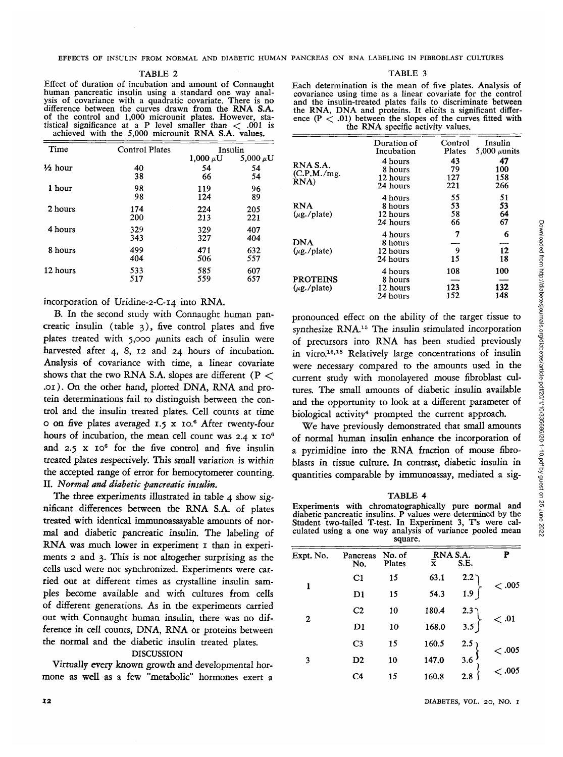TABLE 2

Effect of duration of incubation and amount of Connaught human pancreatic insulin using a standard one way analysis of covariance with a quadratic covariate. There is no difference between the curves drawn from the RNA S.A. of the control and 1,000 microunit plates. However, statistical significance at a P level smaller than < .001 is achieved with the 5,000 microunit RNA S.A. values.

| Time | Control Plates | Insulin | |
|---|---|---|---|
| | | 1,000 μU | 5,000 μU |
| ½ hour | 40 | 54 | 54 |
| | 38 | 66 | 54 |
| 1 hour | 98 | 119 | 96 |
| | 98 | 124 | 89 |
| 2 hours | 174 | 224 | 205 |
| | 200 | 213 | 221 |
| 4 hours | 329 | 329 | 407 |
| | 343 | 327 | 404 |
| 8 hours | 499 | 471 | 632 |
| | 404 | 506 | 557 |
| 12 hours | 533 | 585 | 607 |
| | 517 | 559 | 657 |

incorporation of Uridine-2-C-14 into RNA.

B. In the second study with Connaught human pancreatic insulin (table 3), five control plates and five plates treated with 5,000 μunits each of insulin were harvested after 4, 8, 12 and 24 hours of incubation. Analysis of covariance with time, a linear covariate shows that the two RNA S.A. slopes are different ($P < .01$). On the other hand, plotted DNA, RNA and protein determinations fail to distinguish between the control and the insulin treated plates. Cell counts at time 0 on five plates averaged $1.5 \times 10^6$ After twenty-four hours of incubation, the mean cell count was $2.4 \times 10^6$ and $2.5 \times 10^6$ for the five control and five insulin treated plates respectively. This small variation is within the accepted range of error for hemocytometer counting.

II. *Normal and diabetic pancreatic insulin.*

The three experiments illustrated in table 4 show significant differences between the RNA S.A. of plates treated with identical immunoassayable amounts of normal and diabetic pancreatic insulin. The labeling of RNA was much lower in experiment 1 than in experiments 2 and 3. This is not altogether surprising as the cells used were not synchronized. Experiments were carried out at different times as crystalline insulin samples become available and with cultures from cells of different generations. As in the experiments carried out with Connaught human insulin, there was no difference in cell counts, DNA, RNA or proteins between the normal and the diabetic insulin treated plates.

## DISCUSSION

Virtually every known growth and developmental hormone as well as a few "metabolic" hormones exert a pronounced effect on the ability of the target tissue to synthesize RNA.[15] The insulin stimulated incorporation of precursors into RNA has been studied previously in vitro.[16,18] Relatively large concentrations of insulin were necessary compared to the amounts used in the current study with monolayered mouse fibroblast cultures. The small amounts of diabetic insulin available and the opportunity to look at a different parameter of biological activity[4] prompted the current approach.

We have previously demonstrated that small amounts of normal human insulin enhance the incorporation of a pyrimidine into the RNA fraction of mouse fibroblasts in tissue culture. In contrast, diabetic insulin in quantities comparable by immunoassay, mediated a sig-

TABLE 3

Each determination is the mean of five plates. Analysis of covariance using time as a linear covariate for the control and the insulin-treated plates fails to discriminate between the RNA, DNA and proteins. It elicits a significant difference ($P < .01$) between the slopes of the curves fitted with the RNA specific activity values.

| | Duration of Incubation | Control Plates | Insulin 5,000 μunits |
|---|---|---|---|
| RNA S.A. (C.P.M./mg. RNA) | 4 hours | 43 | 47 |
| | 8 hours | 79 | 100 |
| | 12 hours | 127 | 158 |
| | 24 hours | 221 | 266 |
| RNA (μg./plate) | 4 hours | 55 | 51 |
| | 8 hours | 53 | 53 |
| | 12 hours | 58 | 64 |
| | 24 hours | 66 | 67 |
| DNA (μg./plate) | 4 hours | 7 | 6 |
| | 8 hours | — | — |
| | 12 hours | 9 | 12 |
| | 24 hours | 15 | 18 |
| PROTEINS (μg./plate) | 4 hours | 108 | 100 |
| | 8 hours | — | — |
| | 12 hours | 123 | 132 |
| | 24 hours | 152 | 148 |

TABLE 4

Experiments with chromatographically pure normal and diabetic pancreatic insulins. P values were determined by the Student two-tailed T-test. In Experiment 3, T's were calculated using a one way analysis of variance pooled mean square.

| Expt. No. | Pancreas No. | No. of Plates | RNA S.A. $\bar{x}$ | S.E. | P |
|---|---|---|---|---|---|
| 1 | C1 | 15 | 63.1 | 2.2 | < .005 |
| | D1 | 15 | 54.3 | 1.9 | |
| 2 | C2 | 10 | 180.4 | 2.3 | < .01 |
| | D1 | 10 | 168.0 | 3.5 | |
| 3 | C3 | 15 | 160.5 | 2.5 | < .005 |
| | D2 | 10 | 147.0 | 3.6 | |
| | C4 | 15 | 160.8 | 2.8 | < .005 |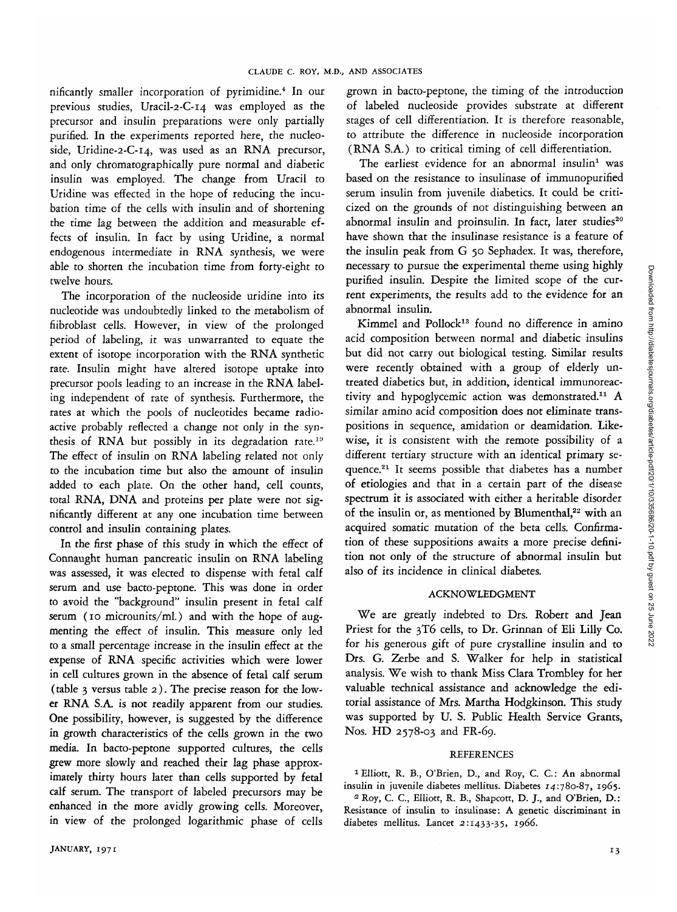nificantly smaller incorporation of pyrimidine.[4] In our previous studies, Uracil-2-C-14 was employed as the precursor and insulin preparations were only partially purified. In the experiments reported here, the nucleoside, Uridine-2-C-14, was used as an RNA precursor, and only chromatographically pure normal and diabetic insulin was employed. The change from Uracil to Uridine was effected in the hope of reducing the incubation time of the cells with insulin and of shortening the time lag between the addition and measurable effects of insulin. In fact by using Uridine, a normal endogenous intermediate in RNA synthesis, we were able to shorten the incubation time from forty-eight to twelve hours.

The incorporation of the nucleoside uridine into its nucleotide was undoubtedly linked to the metabolism of fibroblast cells. However, in view of the prolonged period of labeling, it was unwarranted to equate the extent of isotope incorporation with the RNA synthetic rate. Insulin might have altered isotope uptake into precursor pools leading to an increase in the RNA labeling independent of rate of synthesis. Furthermore, the rates at which the pools of nucleotides became radioactive probably reflected a change not only in the synthesis of RNA but possibly in its degradation rate.[19] The effect of insulin on RNA labeling related not only to the incubation time but also the amount of insulin added to each plate. On the other hand, cell counts, total RNA, DNA and proteins per plate were not significantly different at any one incubation time between control and insulin containing plates.

In the first phase of this study in which the effect of Connaught human pancreatic insulin on RNA labeling was assessed, it was elected to dispense with fetal calf serum and use bacto-peptone. This was done in order to avoid the "background" insulin present in fetal calf serum (10 microunits/ml.) and with the hope of augmenting the effect of insulin. This measure only led to a small percentage increase in the insulin effect at the expense of RNA specific activities which were lower in cell cultures grown in the absence of fetal calf serum (table 3 versus table 2). The precise reason for the lower RNA S.A. is not readily apparent from our studies. One possibility, however, is suggested by the difference in growth characteristics of the cells grown in the two media. In bacto-peptone supported cultures, the cells grew more slowly and reached their lag phase approximately thirty hours later than cells supported by fetal calf serum. The transport of labeled precursors may be enhanced in the more avidly growing cells. Moreover, in view of the prolonged logarithmic phase of cells grown in bacto-peptone, the timing of the introduction of labeled nucleoside provides substrate at different stages of cell differentiation. It is therefore reasonable, to attribute the difference in nucleoside incorporation (RNA S.A.) to critical timing of cell differentiation.

The earliest evidence for an abnormal insulin[1] was based on the resistance to insulinase of immunopurified serum insulin from juvenile diabetics. It could be criticized on the grounds of not distinguishing between an abnormal insulin and proinsulin. In fact, later studies[20] have shown that the insulinase resistance is a feature of the insulin peak from G 50 Sephadex. It was, therefore, necessary to pursue the experimental theme using highly purified insulin. Despite the limited scope of the current experiments, the results add to the evidence for an abnormal insulin.

Kimmel and Pollock[13] found no difference in amino acid composition between normal and diabetic insulins but did not carry out biological testing. Similar results were recently obtained with a group of elderly untreated diabetics but, in addition, identical immunoreactivity and hypoglycemic action was demonstrated.[11] A similar amino acid composition does not eliminate transpositions in sequence, amidation or deamidation. Likewise, it is consistent with the remote possibility of a different tertiary structure with an identical primary sequence.[21] It seems possible that diabetes has a number of etiologies and that in a certain part of the disease spectrum it is associated with either a heritable disorder of the insulin or, as mentioned by Blumenthal,[22] with an acquired somatic mutation of the beta cells. Confirmation of these suppositions awaits a more precise definition not only of the structure of abnormal insulin but also of its incidence in clinical diabetes.

## ACKNOWLEDGMENT

We are greatly indebted to Drs. Robert and Jean Priest for the 3T6 cells, to Dr. Grinnan of Eli Lilly Co. for his generous gift of pure crystalline insulin and to Drs. G. Zerbe and S. Walker for help in statistical analysis. We wish to thank Miss Clara Trombley for her valuable technical assistance and acknowledge the editorial assistance of Mrs. Martha Hodgkinson. This study was supported by U. S. Public Health Service Grants, Nos. HD 2578-03 and FR-69.

## REFERENCES

[1] Elliott, R. B., O'Brien, D., and Roy, C. C.: An abnormal insulin in juvenile diabetes mellitus. Diabetes *14*:780-87, 1965.

[2] Roy, C. C., Elliott, R. B., Shapcott, D. J., and O'Brien, D.: Resistance of insulin to insulinase: A genetic discriminant in diabetes mellitus. Lancet *2*:1433-35, 1966.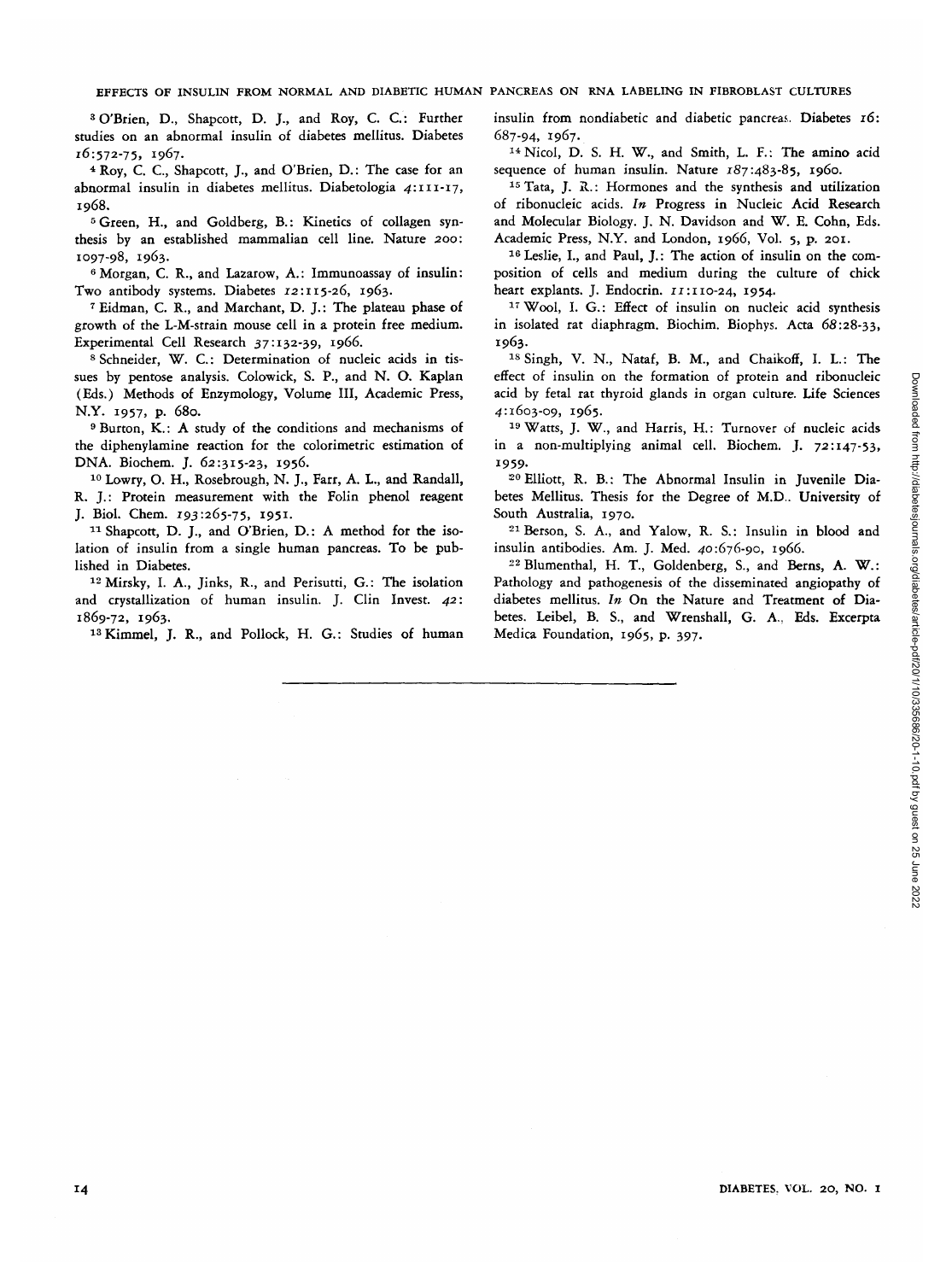[3] O'Brien, D., Shapcott, D. J., and Roy, C. C.: Further studies on an abnormal insulin of diabetes mellitus. Diabetes *16*:572-75, 1967.

[4] Roy, C. C., Shapcott, J., and O'Brien, D.: The case for an abnormal insulin in diabetes mellitus. Diabetologia *4*:111-17, 1968.

[5] Green, H., and Goldberg, B.: Kinetics of collagen synthesis by an established mammalian cell line. Nature *200*: 1097-98, 1963.

[6] Morgan, C. R., and Lazarow, A.: Immunoassay of insulin: Two antibody systems. Diabetes *12*:115-26, 1963.

[7] Eidman, C. R., and Marchant, D. J.: The plateau phase of growth of the L-M-strain mouse cell in a protein free medium. Experimental Cell Research *37*:132-39, 1966.

[8] Schneider, W. C.: Determination of nucleic acids in tissues by pentose analysis. Colowick, S. P., and N. O. Kaplan (Eds.) Methods of Enzymology, Volume III, Academic Press, N.Y. 1957, p. 680.

[9] Burton, K.: A study of the conditions and mechanisms of the diphenylamine reaction for the colorimetric estimation of DNA. Biochem. J. 62:315-23, 1956.

[10] Lowry, O. H., Rosebrough, N. J., Farr, A. L., and Randall, R. J.: Protein measurement with the Folin phenol reagent J. Biol. Chem. *193*:265-75, 1951.

[11] Shapcott, D. J., and O'Brien, D.: A method for the isolation of insulin from a single human pancreas. To be published in Diabetes.

[12] Mirsky, I. A., Jinks, R., and Perisutti, G.: The isolation and crystallization of human insulin. J. Clin Invest. *42*: 1869-72, 1963.

[13] Kimmel, J. R., and Pollock, H. G.: Studies of human insulin from nondiabetic and diabetic pancreas. Diabetes *16*: 687-94, 1967.

[14] Nicol, D. S. H. W., and Smith, L. F.: The amino acid sequence of human insulin. Nature *187*:483-85, 1960.

[15] Tata, J. R.: Hormones and the synthesis and utilization of ribonucleic acids. *In* Progress in Nucleic Acid Research and Molecular Biology. J. N. Davidson and W. E. Cohn, Eds. Academic Press, N.Y. and London, 1966, Vol. 5, p. 201.

[16] Leslie, I., and Paul, J.: The action of insulin on the composition of cells and medium during the culture of chick heart explants. J. Endocrin. *11*:110-24, 1954.

[17] Wool, I. G.: Effect of insulin on nucleic acid synthesis in isolated rat diaphragm. Biochim. Biophys. Acta *68*:28-33, 1963.

[18] Singh, V. N., Nataf, B. M., and Chaikoff, I. L.: The effect of insulin on the formation of protein and ribonucleic acid by fetal rat thyroid glands in organ culture. Life Sciences *4*:1603-09, 1965.

[19] Watts, J. W., and Harris, H.: Turnover of nucleic acids in a non-multiplying animal cell. Biochem. J. *72*:147-53, 1959.

[20] Elliott, R. B.: The Abnormal Insulin in Juvenile Diabetes Mellitus. Thesis for the Degree of M.D.. University of South Australia, 1970.

[21] Berson, S. A., and Yalow, R. S.: Insulin in blood and insulin antibodies. Am. J. Med. *40*:676-90, 1966.

[22] Blumenthal, H. T., Goldenberg, S., and Berns, A. W.: Pathology and pathogenesis of the disseminated angiopathy of diabetes mellitus. *In* On the Nature and Treatment of Diabetes. Leibel, B. S., and Wrenshall, G. A., Eds. Excerpta Medica Foundation, 1965, p. 397.